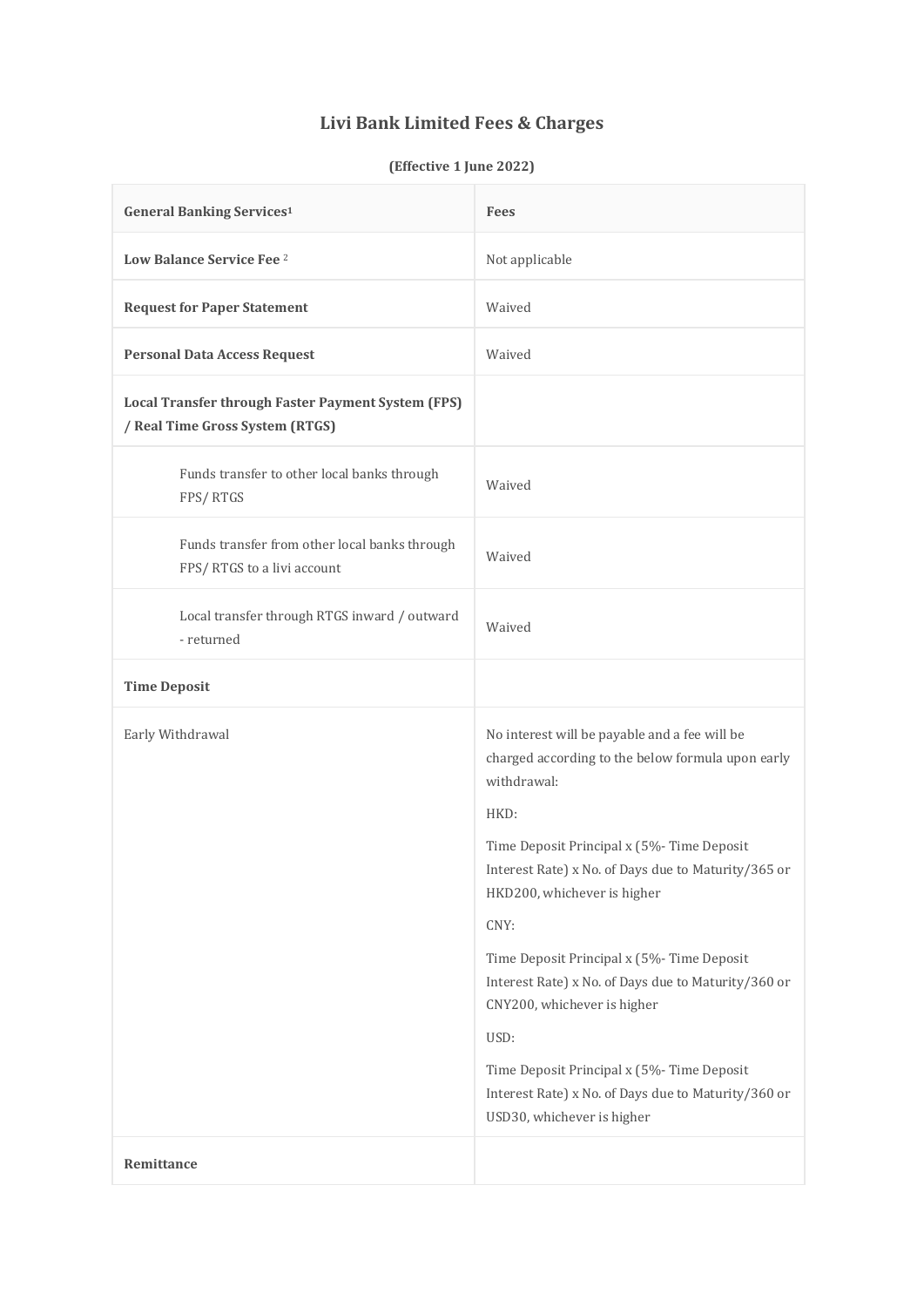# Livi Bank Limited Fees & Charges

**(Effective 1 June 2022)**

| **General Banking Services**[1] | **Fees** |
| --- | --- |
| **Low Balance Service Fee** [2] | Not applicable |
| **Request for Paper Statement** | Waived |
| **Personal Data Access Request** | Waived |
| **Local Transfer through Faster Payment System (FPS) / Real Time Gross System (RTGS)** | |
| Funds transfer to other local banks through FPS/ RTGS | Waived |
| Funds transfer from other local banks through FPS/ RTGS to a livi account | Waived |
| Local transfer through RTGS inward / outward - returned | Waived |
| **Time Deposit** | |
| Early Withdrawal | No interest will be payable and a fee will be charged according to the below formula upon early withdrawal:<br><br>HKD:<br><br>Time Deposit Principal x (5%- Time Deposit Interest Rate) x No. of Days due to Maturity/365 or HKD200, whichever is higher<br><br>CNY:<br><br>Time Deposit Principal x (5%- Time Deposit Interest Rate) x No. of Days due to Maturity/360 or CNY200, whichever is higher<br><br>USD:<br><br>Time Deposit Principal x (5%- Time Deposit Interest Rate) x No. of Days due to Maturity/360 or USD30, whichever is higher |
| **Remittance** | |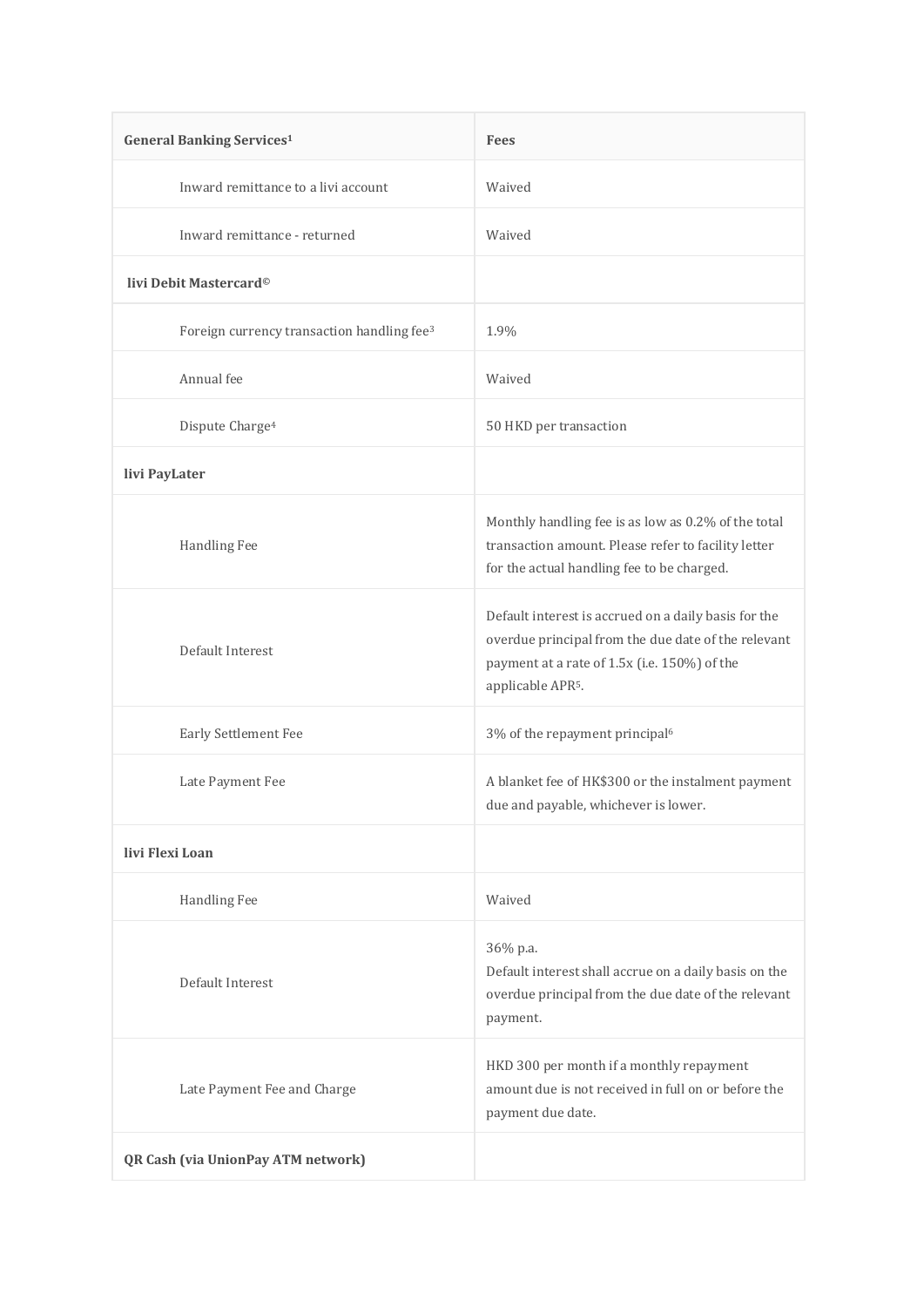| General Banking Services[1] | Fees |
| --- | --- |
| Inward remittance to a livi account | Waived |
| Inward remittance - returned | Waived |
| **livi Debit Mastercard©** | |
| Foreign currency transaction handling fee[3] | 1.9% |
| Annual fee | Waived |
| Dispute Charge[4] | 50 HKD per transaction |
| **livi PayLater** | |
| Handling Fee | Monthly handling fee is as low as 0.2% of the total transaction amount. Please refer to facility letter for the actual handling fee to be charged. |
| Default Interest | Default interest is accrued on a daily basis for the overdue principal from the due date of the relevant payment at a rate of 1.5x (i.e. 150%) of the applicable APR[5]. |
| Early Settlement Fee | 3% of the repayment principal[6] |
| Late Payment Fee | A blanket fee of HK$300 or the instalment payment due and payable, whichever is lower. |
| **livi Flexi Loan** | |
| Handling Fee | Waived |
| Default Interest | 36% p.a.<br>Default interest shall accrue on a daily basis on the overdue principal from the due date of the relevant payment. |
| Late Payment Fee and Charge | HKD 300 per month if a monthly repayment amount due is not received in full on or before the payment due date. |
| **QR Cash (via UnionPay ATM network)** | |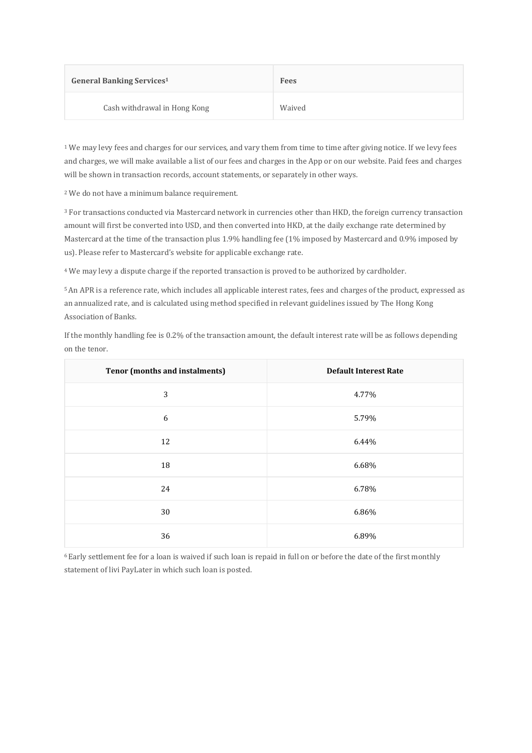| General Banking Services[1] | Fees |
| --- | --- |
| Cash withdrawal in Hong Kong | Waived |

[1] We may levy fees and charges for our services, and vary them from time to time after giving notice. If we levy fees and charges, we will make available a list of our fees and charges in the App or on our website. Paid fees and charges will be shown in transaction records, account statements, or separately in other ways.

[2] We do not have a minimum balance requirement.

[3] For transactions conducted via Mastercard network in currencies other than HKD, the foreign currency transaction amount will first be converted into USD, and then converted into HKD, at the daily exchange rate determined by Mastercard at the time of the transaction plus 1.9% handling fee (1% imposed by Mastercard and 0.9% imposed by us). Please refer to Mastercard's website for applicable exchange rate.

[4] We may levy a dispute charge if the reported transaction is proved to be authorized by cardholder.

[5] An APR is a reference rate, which includes all applicable interest rates, fees and charges of the product, expressed as an annualized rate, and is calculated using method specified in relevant guidelines issued by The Hong Kong Association of Banks.

If the monthly handling fee is 0.2% of the transaction amount, the default interest rate will be as follows depending on the tenor.

| Tenor (months and instalments) | Default Interest Rate |
| --- | --- |
| 3 | 4.77% |
| 6 | 5.79% |
| 12 | 6.44% |
| 18 | 6.68% |
| 24 | 6.78% |
| 30 | 6.86% |
| 36 | 6.89% |

[6] Early settlement fee for a loan is waived if such loan is repaid in full on or before the date of the first monthly statement of livi PayLater in which such loan is posted.